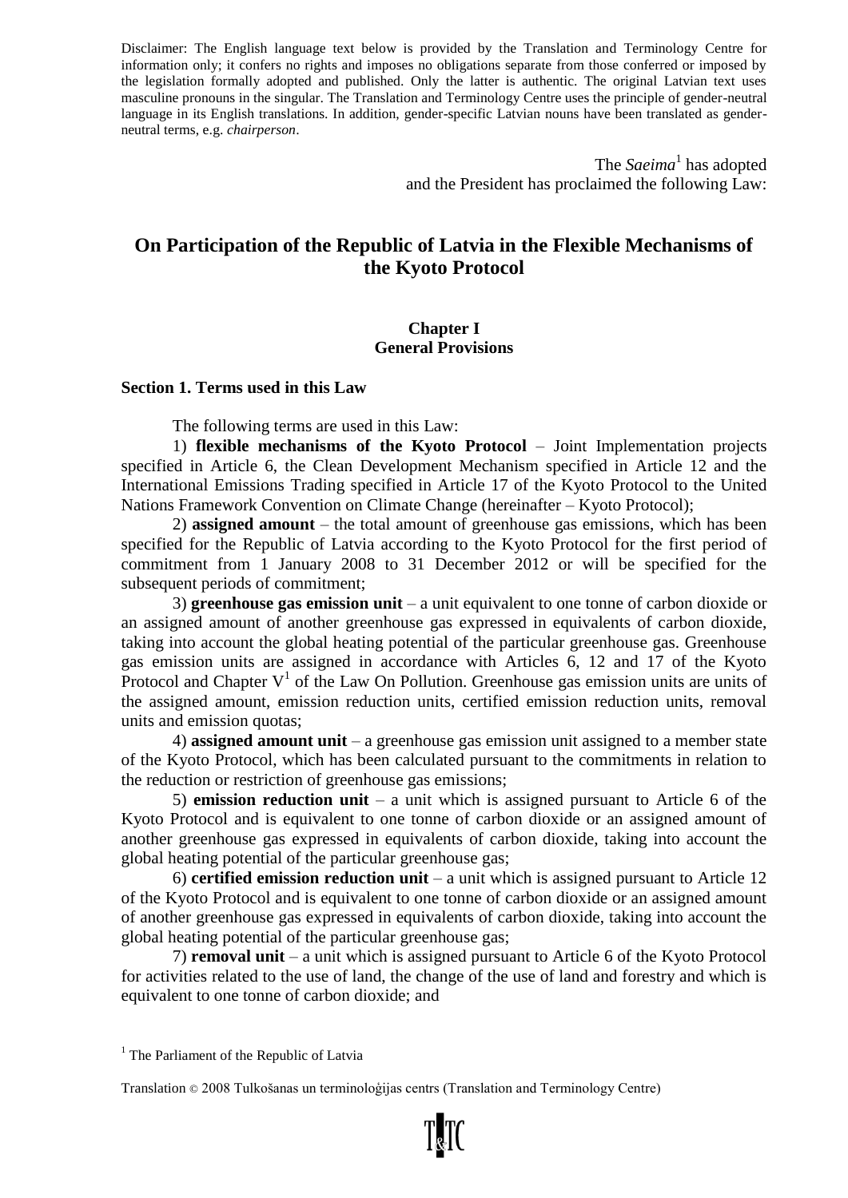Disclaimer: The English language text below is provided by the Translation and Terminology Centre for information only; it confers no rights and imposes no obligations separate from those conferred or imposed by the legislation formally adopted and published. Only the latter is authentic. The original Latvian text uses masculine pronouns in the singular. The Translation and Terminology Centre uses the principle of gender-neutral language in its English translations. In addition, gender-specific Latvian nouns have been translated as gender-neutral terms, e.g. *chairperson*.

The *Saeima*[1] has adopted
and the President has proclaimed the following Law:

# On Participation of the Republic of Latvia in the Flexible Mechanisms of the Kyoto Protocol

## Chapter I
## General Provisions

### Section 1. Terms used in this Law

The following terms are used in this Law:

1) **flexible mechanisms of the Kyoto Protocol** – Joint Implementation projects specified in Article 6, the Clean Development Mechanism specified in Article 12 and the International Emissions Trading specified in Article 17 of the Kyoto Protocol to the United Nations Framework Convention on Climate Change (hereinafter – Kyoto Protocol);

2) **assigned amount** – the total amount of greenhouse gas emissions, which has been specified for the Republic of Latvia according to the Kyoto Protocol for the first period of commitment from 1 January 2008 to 31 December 2012 or will be specified for the subsequent periods of commitment;

3) **greenhouse gas emission unit** – a unit equivalent to one tonne of carbon dioxide or an assigned amount of another greenhouse gas expressed in equivalents of carbon dioxide, taking into account the global heating potential of the particular greenhouse gas. Greenhouse gas emission units are assigned in accordance with Articles 6, 12 and 17 of the Kyoto Protocol and Chapter V[1] of the Law On Pollution. Greenhouse gas emission units are units of the assigned amount, emission reduction units, certified emission reduction units, removal units and emission quotas;

4) **assigned amount unit** – a greenhouse gas emission unit assigned to a member state of the Kyoto Protocol, which has been calculated pursuant to the commitments in relation to the reduction or restriction of greenhouse gas emissions;

5) **emission reduction unit** – a unit which is assigned pursuant to Article 6 of the Kyoto Protocol and is equivalent to one tonne of carbon dioxide or an assigned amount of another greenhouse gas expressed in equivalents of carbon dioxide, taking into account the global heating potential of the particular greenhouse gas;

6) **certified emission reduction unit** – a unit which is assigned pursuant to Article 12 of the Kyoto Protocol and is equivalent to one tonne of carbon dioxide or an assigned amount of another greenhouse gas expressed in equivalents of carbon dioxide, taking into account the global heating potential of the particular greenhouse gas;

7) **removal unit** – a unit which is assigned pursuant to Article 6 of the Kyoto Protocol for activities related to the use of land, the change of the use of land and forestry and which is equivalent to one tonne of carbon dioxide; and

[1] The Parliament of the Republic of Latvia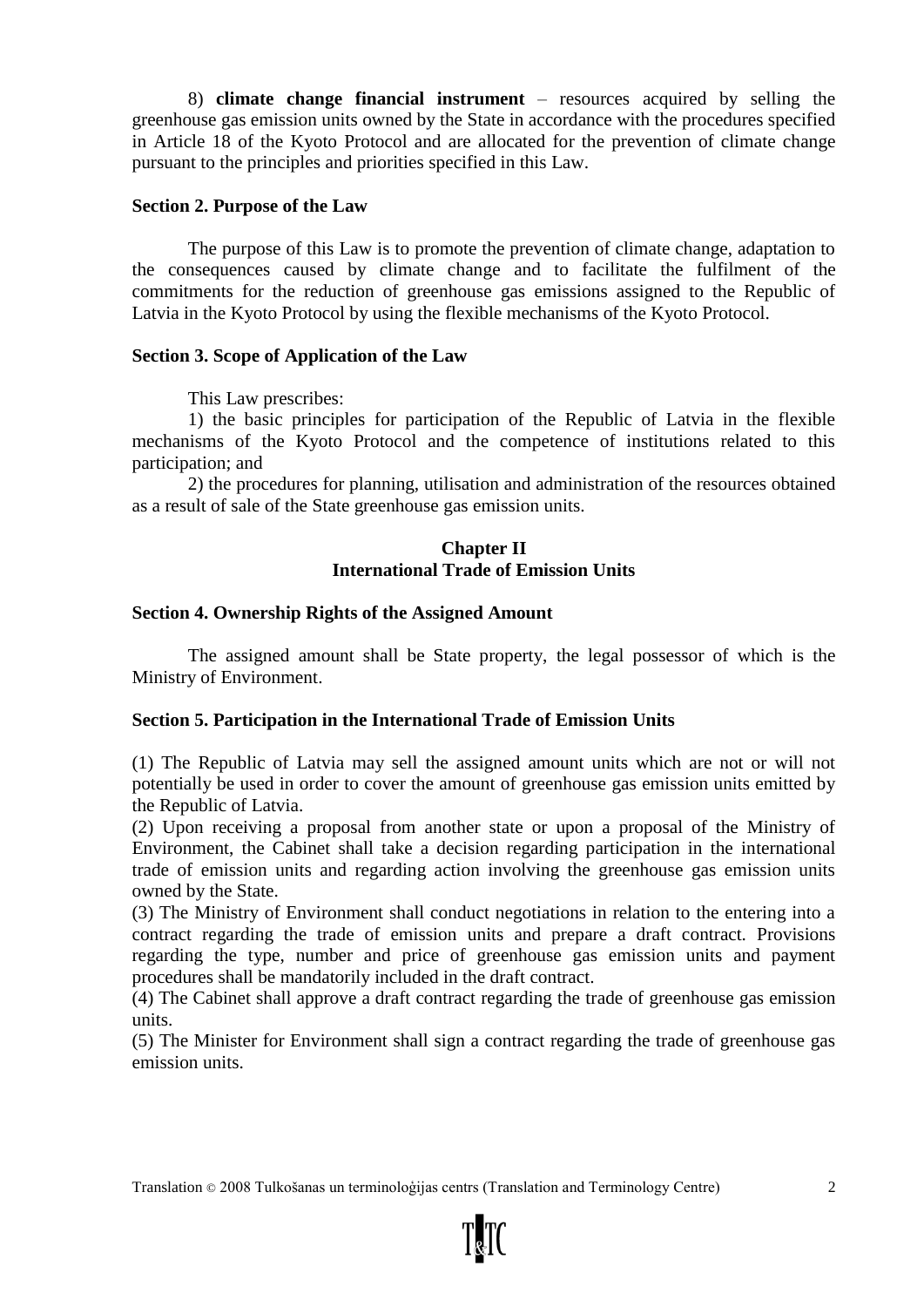8) **climate change financial instrument** – resources acquired by selling the greenhouse gas emission units owned by the State in accordance with the procedures specified in Article 18 of the Kyoto Protocol and are allocated for the prevention of climate change pursuant to the principles and priorities specified in this Law.

**Section 2. Purpose of the Law**

The purpose of this Law is to promote the prevention of climate change, adaptation to the consequences caused by climate change and to facilitate the fulfilment of the commitments for the reduction of greenhouse gas emissions assigned to the Republic of Latvia in the Kyoto Protocol by using the flexible mechanisms of the Kyoto Protocol.

**Section 3. Scope of Application of the Law**

This Law prescribes:

1) the basic principles for participation of the Republic of Latvia in the flexible mechanisms of the Kyoto Protocol and the competence of institutions related to this participation; and

2) the procedures for planning, utilisation and administration of the resources obtained as a result of sale of the State greenhouse gas emission units.

## Chapter II
## International Trade of Emission Units

**Section 4. Ownership Rights of the Assigned Amount**

The assigned amount shall be State property, the legal possessor of which is the Ministry of Environment.

**Section 5. Participation in the International Trade of Emission Units**

(1) The Republic of Latvia may sell the assigned amount units which are not or will not potentially be used in order to cover the amount of greenhouse gas emission units emitted by the Republic of Latvia.

(2) Upon receiving a proposal from another state or upon a proposal of the Ministry of Environment, the Cabinet shall take a decision regarding participation in the international trade of emission units and regarding action involving the greenhouse gas emission units owned by the State.

(3) The Ministry of Environment shall conduct negotiations in relation to the entering into a contract regarding the trade of emission units and prepare a draft contract. Provisions regarding the type, number and price of greenhouse gas emission units and payment procedures shall be mandatorily included in the draft contract.

(4) The Cabinet shall approve a draft contract regarding the trade of greenhouse gas emission units.

(5) The Minister for Environment shall sign a contract regarding the trade of greenhouse gas emission units.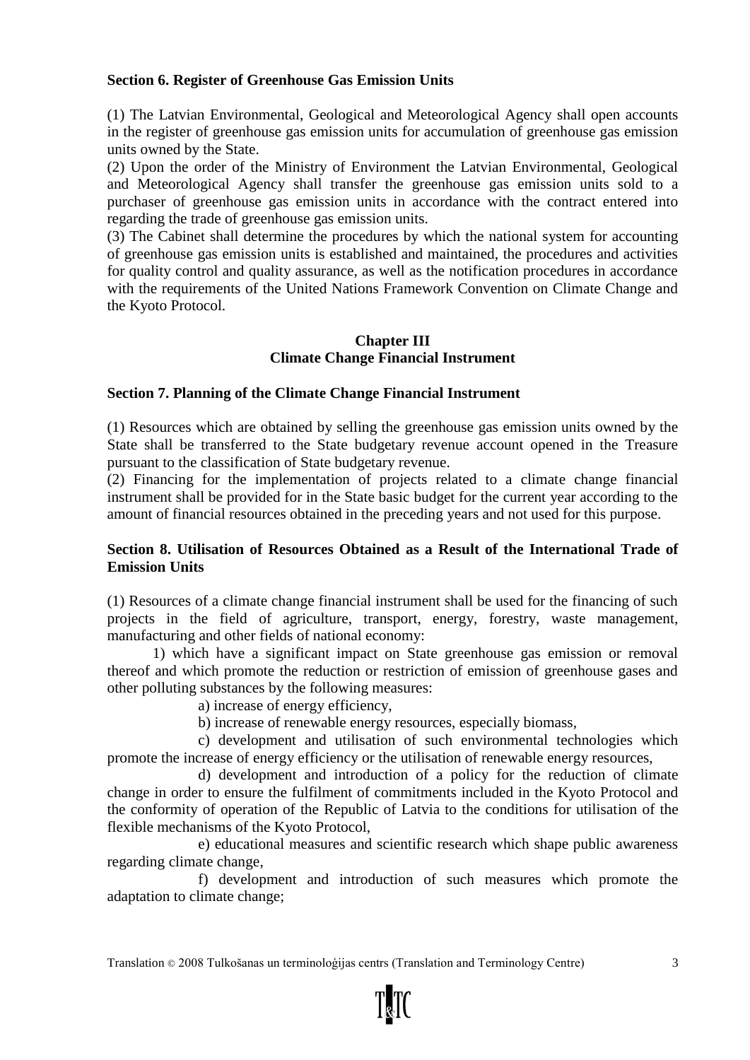**Section 6. Register of Greenhouse Gas Emission Units**

(1) The Latvian Environmental, Geological and Meteorological Agency shall open accounts in the register of greenhouse gas emission units for accumulation of greenhouse gas emission units owned by the State.

(2) Upon the order of the Ministry of Environment the Latvian Environmental, Geological and Meteorological Agency shall transfer the greenhouse gas emission units sold to a purchaser of greenhouse gas emission units in accordance with the contract entered into regarding the trade of greenhouse gas emission units.

(3) The Cabinet shall determine the procedures by which the national system for accounting of greenhouse gas emission units is established and maintained, the procedures and activities for quality control and quality assurance, as well as the notification procedures in accordance with the requirements of the United Nations Framework Convention on Climate Change and the Kyoto Protocol.

## Chapter III
## Climate Change Financial Instrument

**Section 7. Planning of the Climate Change Financial Instrument**

(1) Resources which are obtained by selling the greenhouse gas emission units owned by the State shall be transferred to the State budgetary revenue account opened in the Treasure pursuant to the classification of State budgetary revenue.

(2) Financing for the implementation of projects related to a climate change financial instrument shall be provided for in the State basic budget for the current year according to the amount of financial resources obtained in the preceding years and not used for this purpose.

**Section 8. Utilisation of Resources Obtained as a Result of the International Trade of Emission Units**

(1) Resources of a climate change financial instrument shall be used for the financing of such projects in the field of agriculture, transport, energy, forestry, waste management, manufacturing and other fields of national economy:

1) which have a significant impact on State greenhouse gas emission or removal thereof and which promote the reduction or restriction of emission of greenhouse gases and other polluting substances by the following measures:

a) increase of energy efficiency,

b) increase of renewable energy resources, especially biomass,

c) development and utilisation of such environmental technologies which promote the increase of energy efficiency or the utilisation of renewable energy resources,

d) development and introduction of a policy for the reduction of climate change in order to ensure the fulfilment of commitments included in the Kyoto Protocol and the conformity of operation of the Republic of Latvia to the conditions for utilisation of the flexible mechanisms of the Kyoto Protocol,

e) educational measures and scientific research which shape public awareness regarding climate change,

f) development and introduction of such measures which promote the adaptation to climate change;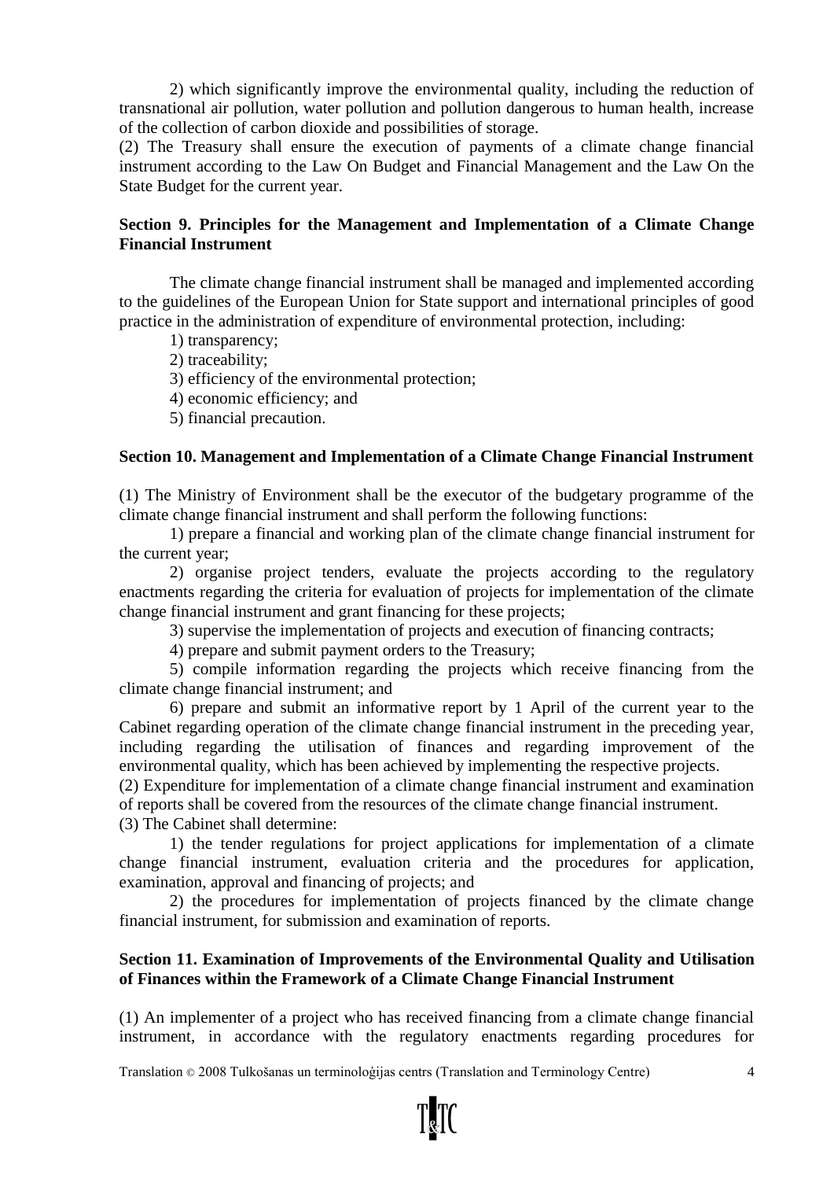2) which significantly improve the environmental quality, including the reduction of transnational air pollution, water pollution and pollution dangerous to human health, increase of the collection of carbon dioxide and possibilities of storage.

(2) The Treasury shall ensure the execution of payments of a climate change financial instrument according to the Law On Budget and Financial Management and the Law On the State Budget for the current year.

**Section 9. Principles for the Management and Implementation of a Climate Change Financial Instrument**

The climate change financial instrument shall be managed and implemented according to the guidelines of the European Union for State support and international principles of good practice in the administration of expenditure of environmental protection, including:

1) transparency;

2) traceability;

3) efficiency of the environmental protection;

4) economic efficiency; and

5) financial precaution.

**Section 10. Management and Implementation of a Climate Change Financial Instrument**

(1) The Ministry of Environment shall be the executor of the budgetary programme of the climate change financial instrument and shall perform the following functions:

1) prepare a financial and working plan of the climate change financial instrument for the current year;

2) organise project tenders, evaluate the projects according to the regulatory enactments regarding the criteria for evaluation of projects for implementation of the climate change financial instrument and grant financing for these projects;

3) supervise the implementation of projects and execution of financing contracts;

4) prepare and submit payment orders to the Treasury;

5) compile information regarding the projects which receive financing from the climate change financial instrument; and

6) prepare and submit an informative report by 1 April of the current year to the Cabinet regarding operation of the climate change financial instrument in the preceding year, including regarding the utilisation of finances and regarding improvement of the environmental quality, which has been achieved by implementing the respective projects.

(2) Expenditure for implementation of a climate change financial instrument and examination of reports shall be covered from the resources of the climate change financial instrument.

(3) The Cabinet shall determine:

1) the tender regulations for project applications for implementation of a climate change financial instrument, evaluation criteria and the procedures for application, examination, approval and financing of projects; and

2) the procedures for implementation of projects financed by the climate change financial instrument, for submission and examination of reports.

**Section 11. Examination of Improvements of the Environmental Quality and Utilisation of Finances within the Framework of a Climate Change Financial Instrument**

(1) An implementer of a project who has received financing from a climate change financial instrument, in accordance with the regulatory enactments regarding procedures for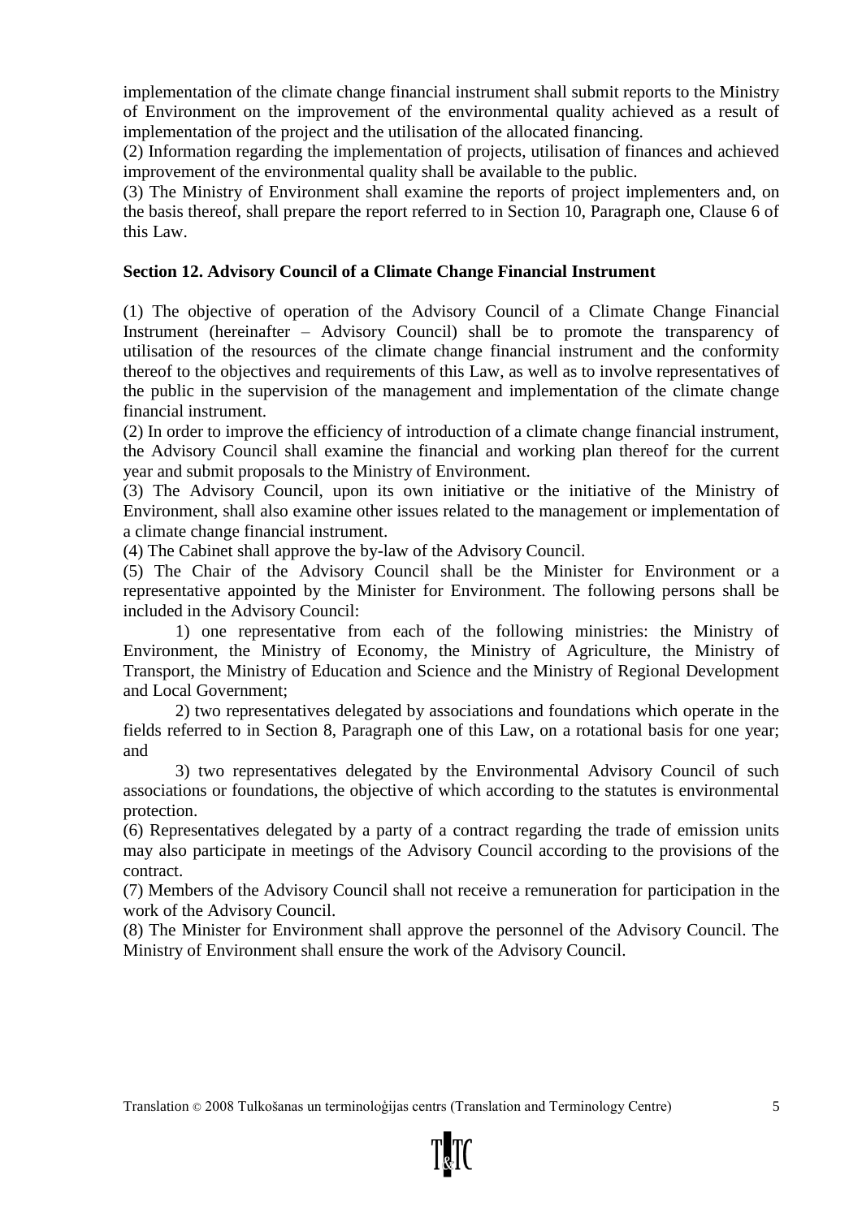implementation of the climate change financial instrument shall submit reports to the Ministry of Environment on the improvement of the environmental quality achieved as a result of implementation of the project and the utilisation of the allocated financing.

(2) Information regarding the implementation of projects, utilisation of finances and achieved improvement of the environmental quality shall be available to the public.

(3) The Ministry of Environment shall examine the reports of project implementers and, on the basis thereof, shall prepare the report referred to in Section 10, Paragraph one, Clause 6 of this Law.

**Section 12. Advisory Council of a Climate Change Financial Instrument**

(1) The objective of operation of the Advisory Council of a Climate Change Financial Instrument (hereinafter – Advisory Council) shall be to promote the transparency of utilisation of the resources of the climate change financial instrument and the conformity thereof to the objectives and requirements of this Law, as well as to involve representatives of the public in the supervision of the management and implementation of the climate change financial instrument.

(2) In order to improve the efficiency of introduction of a climate change financial instrument, the Advisory Council shall examine the financial and working plan thereof for the current year and submit proposals to the Ministry of Environment.

(3) The Advisory Council, upon its own initiative or the initiative of the Ministry of Environment, shall also examine other issues related to the management or implementation of a climate change financial instrument.

(4) The Cabinet shall approve the by-law of the Advisory Council.

(5) The Chair of the Advisory Council shall be the Minister for Environment or a representative appointed by the Minister for Environment. The following persons shall be included in the Advisory Council:

1) one representative from each of the following ministries: the Ministry of Environment, the Ministry of Economy, the Ministry of Agriculture, the Ministry of Transport, the Ministry of Education and Science and the Ministry of Regional Development and Local Government;

2) two representatives delegated by associations and foundations which operate in the fields referred to in Section 8, Paragraph one of this Law, on a rotational basis for one year; and

3) two representatives delegated by the Environmental Advisory Council of such associations or foundations, the objective of which according to the statutes is environmental protection.

(6) Representatives delegated by a party of a contract regarding the trade of emission units may also participate in meetings of the Advisory Council according to the provisions of the contract.

(7) Members of the Advisory Council shall not receive a remuneration for participation in the work of the Advisory Council.

(8) The Minister for Environment shall approve the personnel of the Advisory Council. The Ministry of Environment shall ensure the work of the Advisory Council.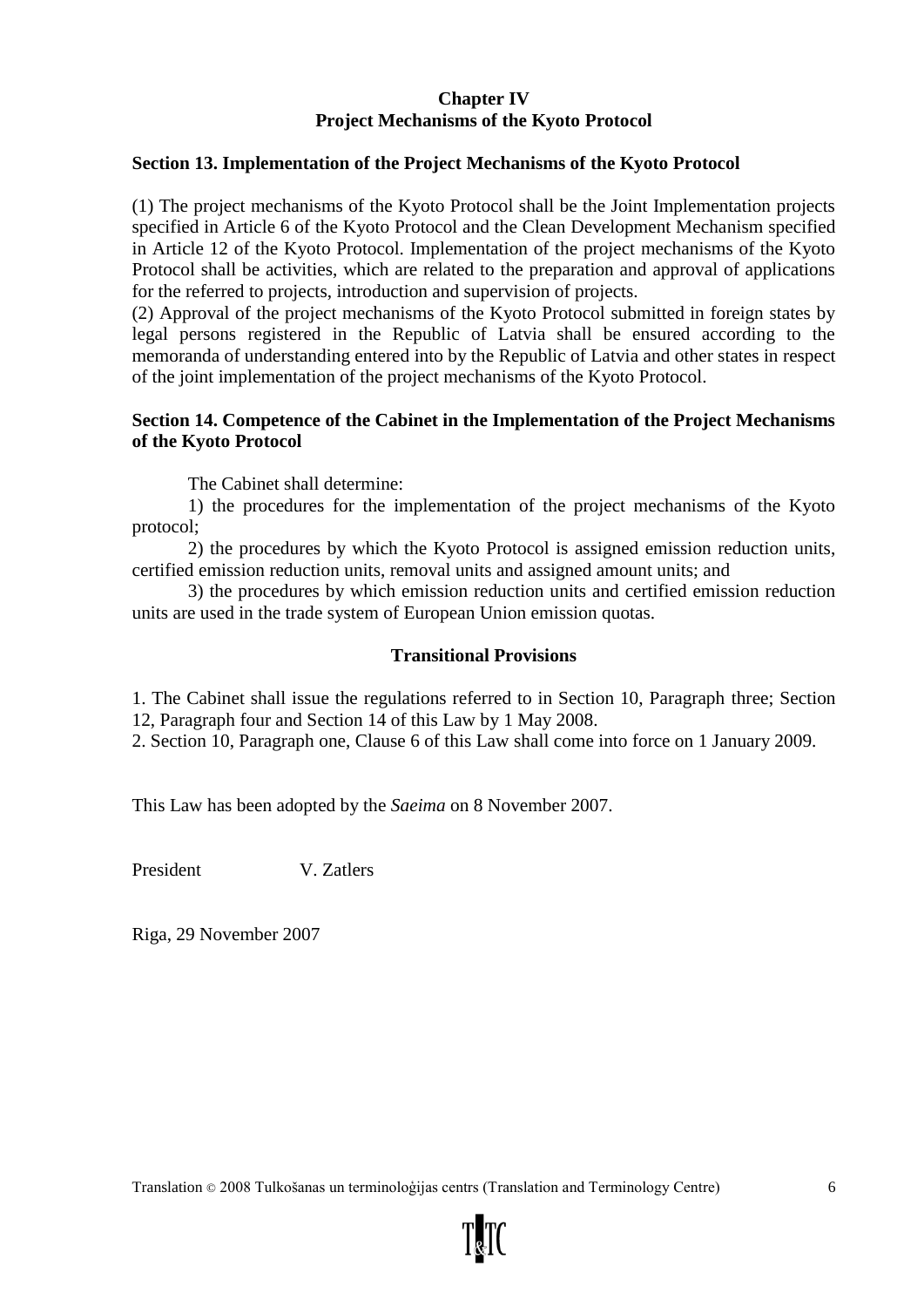## Chapter IV
## Project Mechanisms of the Kyoto Protocol

### Section 13. Implementation of the Project Mechanisms of the Kyoto Protocol

(1) The project mechanisms of the Kyoto Protocol shall be the Joint Implementation projects specified in Article 6 of the Kyoto Protocol and the Clean Development Mechanism specified in Article 12 of the Kyoto Protocol. Implementation of the project mechanisms of the Kyoto Protocol shall be activities, which are related to the preparation and approval of applications for the referred to projects, introduction and supervision of projects.

(2) Approval of the project mechanisms of the Kyoto Protocol submitted in foreign states by legal persons registered in the Republic of Latvia shall be ensured according to the memoranda of understanding entered into by the Republic of Latvia and other states in respect of the joint implementation of the project mechanisms of the Kyoto Protocol.

### Section 14. Competence of the Cabinet in the Implementation of the Project Mechanisms of the Kyoto Protocol

The Cabinet shall determine:

1) the procedures for the implementation of the project mechanisms of the Kyoto protocol;

2) the procedures by which the Kyoto Protocol is assigned emission reduction units, certified emission reduction units, removal units and assigned amount units; and

3) the procedures by which emission reduction units and certified emission reduction units are used in the trade system of European Union emission quotas.

## Transitional Provisions

1. The Cabinet shall issue the regulations referred to in Section 10, Paragraph three; Section 12, Paragraph four and Section 14 of this Law by 1 May 2008.
2. Section 10, Paragraph one, Clause 6 of this Law shall come into force on 1 January 2009.

This Law has been adopted by the *Saeima* on 8 November 2007.

President V. Zatlers

Riga, 29 November 2007

Translation © 2008 Tulkošanas un terminoloģijas centrs (Translation and Terminology Centre)